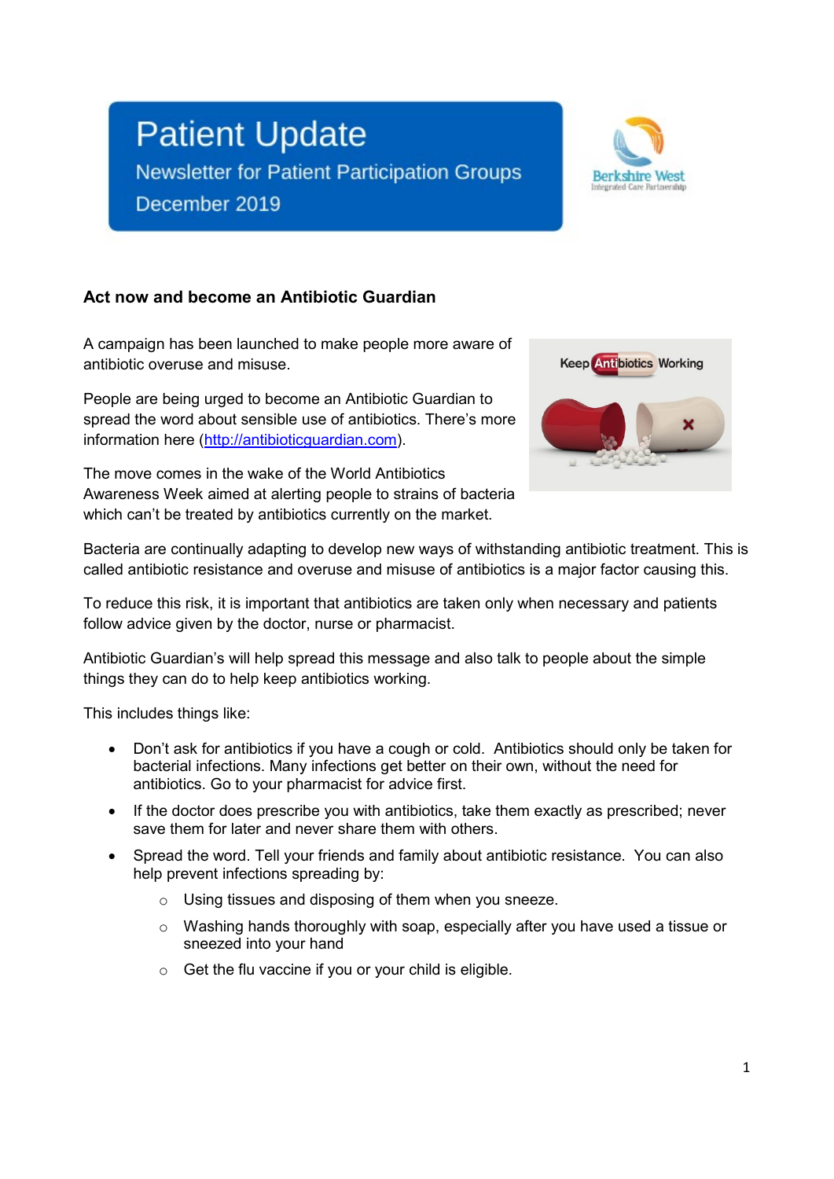# Patient Update

Newsletter for Patient Participation Groups

December 2019

## Act now and become an Antibiotic Guardian

A campaign has been launched to make people more aware of antibiotic overuse and misuse.

People are being urged to become an Antibiotic Guardian to spread the word about sensible use of antibiotics. There's more information here (http://antibioticguardian.com).

The move comes in the wake of the World Antibiotics Awareness Week aimed at alerting people to strains of bacteria which can't be treated by antibiotics currently on the market.

Bacteria are continually adapting to develop new ways of withstanding antibiotic treatment. This is called antibiotic resistance and overuse and misuse of antibiotics is a major factor causing this.

To reduce this risk, it is important that antibiotics are taken only when necessary and patients follow advice given by the doctor, nurse or pharmacist.

Antibiotic Guardian's will help spread this message and also talk to people about the simple things they can do to help keep antibiotics working.

This includes things like:

- Don't ask for antibiotics if you have a cough or cold. Antibiotics should only be taken for bacterial infections. Many infections get better on their own, without the need for antibiotics. Go to your pharmacist for advice first.
- If the doctor does prescribe you with antibiotics, take them exactly as prescribed; never save them for later and never share them with others.
- Spread the word. Tell your friends and family about antibiotic resistance. You can also help prevent infections spreading by:
    - Using tissues and disposing of them when you sneeze.
    - Washing hands thoroughly with soap, especially after you have used a tissue or sneezed into your hand
    - Get the flu vaccine if you or your child is eligible.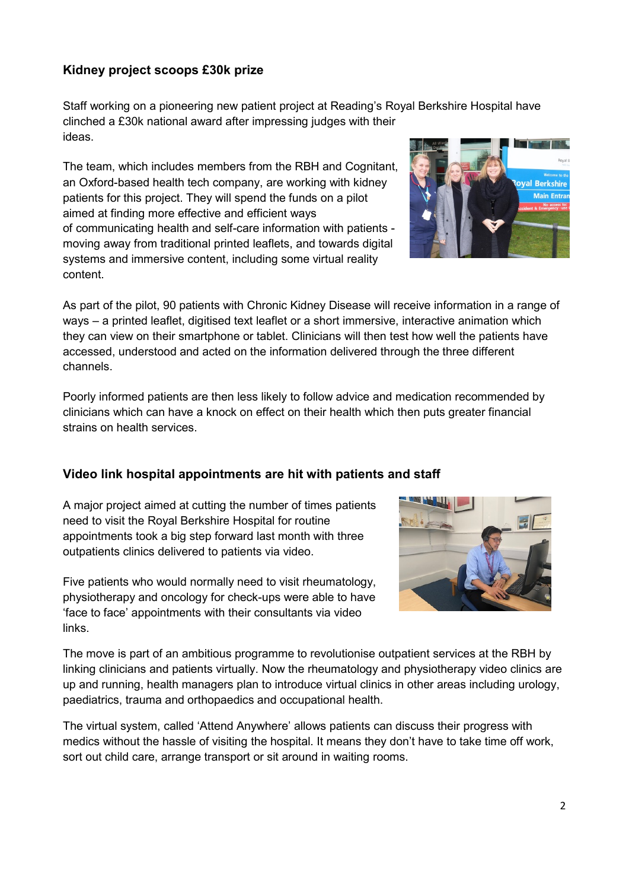## Kidney project scoops £30k prize

Staff working on a pioneering new patient project at Reading's Royal Berkshire Hospital have clinched a £30k national award after impressing judges with their ideas.

The team, which includes members from the RBH and Cognitant, an Oxford-based health tech company, are working with kidney patients for this project. They will spend the funds on a pilot aimed at finding more effective and efficient ways of communicating health and self-care information with patients - moving away from traditional printed leaflets, and towards digital systems and immersive content, including some virtual reality content.

As part of the pilot, 90 patients with Chronic Kidney Disease will receive information in a range of ways – a printed leaflet, digitised text leaflet or a short immersive, interactive animation which they can view on their smartphone or tablet. Clinicians will then test how well the patients have accessed, understood and acted on the information delivered through the three different channels.

Poorly informed patients are then less likely to follow advice and medication recommended by clinicians which can have a knock on effect on their health which then puts greater financial strains on health services.

## Video link hospital appointments are hit with patients and staff

A major project aimed at cutting the number of times patients need to visit the Royal Berkshire Hospital for routine appointments took a big step forward last month with three outpatients clinics delivered to patients via video.

Five patients who would normally need to visit rheumatology, physiotherapy and oncology for check-ups were able to have 'face to face' appointments with their consultants via video links.

The move is part of an ambitious programme to revolutionise outpatient services at the RBH by linking clinicians and patients virtually. Now the rheumatology and physiotherapy video clinics are up and running, health managers plan to introduce virtual clinics in other areas including urology, paediatrics, trauma and orthopaedics and occupational health.

The virtual system, called 'Attend Anywhere' allows patients can discuss their progress with medics without the hassle of visiting the hospital. It means they don't have to take time off work, sort out child care, arrange transport or sit around in waiting rooms.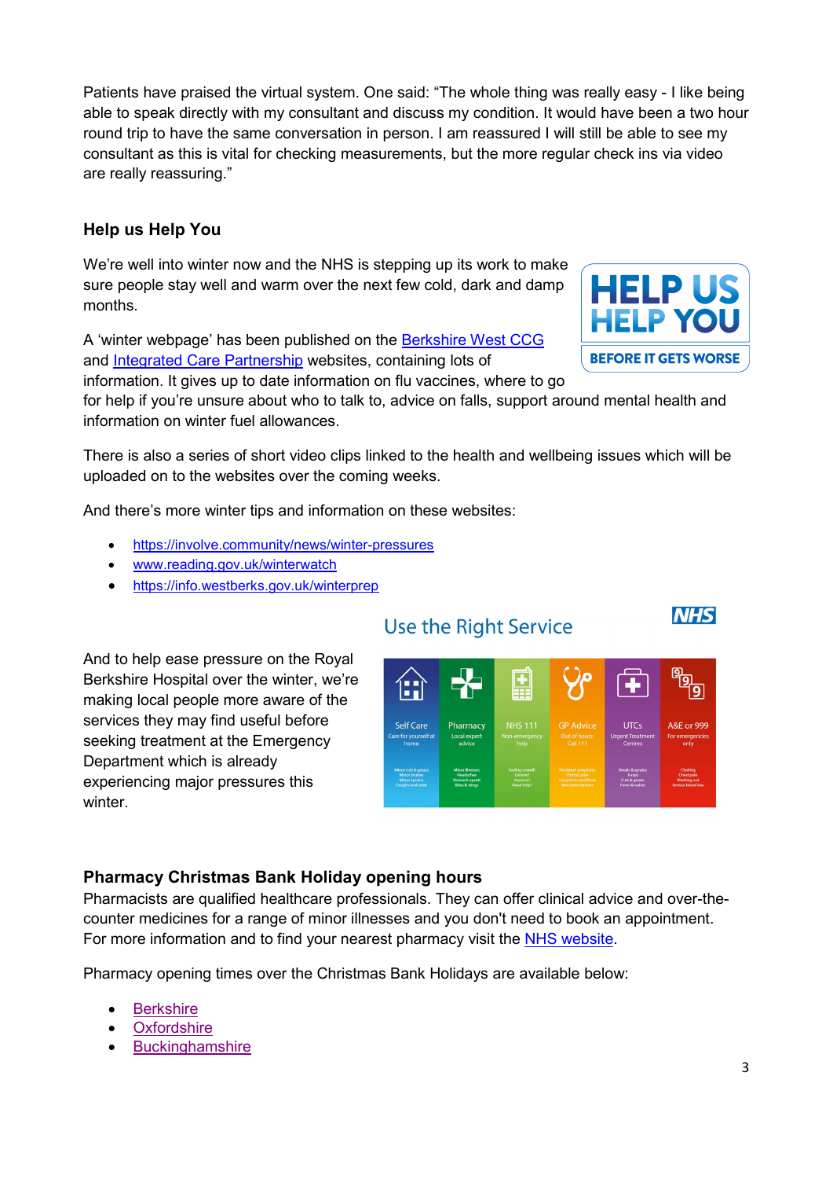Patients have praised the virtual system. One said: "The whole thing was really easy - I like being able to speak directly with my consultant and discuss my condition. It would have been a two hour round trip to have the same conversation in person. I am reassured I will still be able to see my consultant as this is vital for checking measurements, but the more regular check ins via video are really reassuring."

## Help us Help You

We're well into winter now and the NHS is stepping up its work to make sure people stay well and warm over the next few cold, dark and damp months.

A 'winter webpage' has been published on the [Berkshire West CCG]() and [Integrated Care Partnership]() websites, containing lots of information. It gives up to date information on flu vaccines, where to go for help if you're unsure about who to talk to, advice on falls, support around mental health and information on winter fuel allowances.

There is also a series of short video clips linked to the health and wellbeing issues which will be uploaded on to the websites over the coming weeks.

And there's more winter tips and information on these websites:

- https://involve.community/news/winter-pressures
- www.reading.gov.uk/winterwatch
- https://info.westberks.gov.uk/winterprep

And to help ease pressure on the Royal Berkshire Hospital over the winter, we're making local people more aware of the services they may find useful before seeking treatment at the Emergency Department which is already experiencing major pressures this winter.

## Pharmacy Christmas Bank Holiday opening hours

Pharmacists are qualified healthcare professionals. They can offer clinical advice and over-the-counter medicines for a range of minor illnesses and you don't need to book an appointment. For more information and to find your nearest pharmacy visit the [NHS website]().

Pharmacy opening times over the Christmas Bank Holidays are available below:

- Berkshire
- Oxfordshire
- Buckinghamshire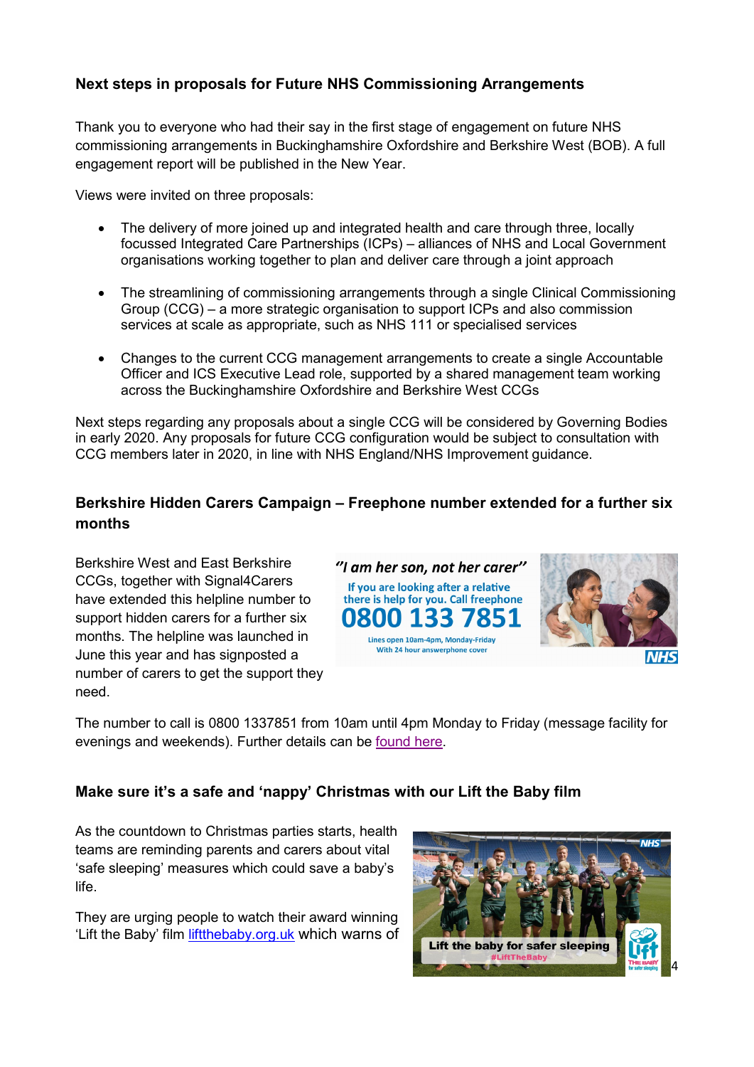## Next steps in proposals for Future NHS Commissioning Arrangements

Thank you to everyone who had their say in the first stage of engagement on future NHS commissioning arrangements in Buckinghamshire Oxfordshire and Berkshire West (BOB). A full engagement report will be published in the New Year.

Views were invited on three proposals:

- The delivery of more joined up and integrated health and care through three, locally focussed Integrated Care Partnerships (ICPs) – alliances of NHS and Local Government organisations working together to plan and deliver care through a joint approach
- The streamlining of commissioning arrangements through a single Clinical Commissioning Group (CCG) – a more strategic organisation to support ICPs and also commission services at scale as appropriate, such as NHS 111 or specialised services
- Changes to the current CCG management arrangements to create a single Accountable Officer and ICS Executive Lead role, supported by a shared management team working across the Buckinghamshire Oxfordshire and Berkshire West CCGs

Next steps regarding any proposals about a single CCG will be considered by Governing Bodies in early 2020. Any proposals for future CCG configuration would be subject to consultation with CCG members later in 2020, in line with NHS England/NHS Improvement guidance.

## Berkshire Hidden Carers Campaign – Freephone number extended for a further six months

Berkshire West and East Berkshire CCGs, together with Signal4Carers have extended this helpline number to support hidden carers for a further six months. The helpline was launched in June this year and has signposted a number of carers to get the support they need.

"I am her son, not her carer"

If you are looking after a relative there is help for you. Call freephone

0800 133 7851

Lines open 10am-4pm, Monday-Friday
With 24 hour answerphone cover

The number to call is 0800 1337851 from 10am until 4pm Monday to Friday (message facility for evenings and weekends). Further details can be found here.

## Make sure it's a safe and 'nappy' Christmas with our Lift the Baby film

As the countdown to Christmas parties starts, health teams are reminding parents and carers about vital 'safe sleeping' measures which could save a baby's life.

They are urging people to watch their award winning 'Lift the Baby' film liftthebaby.org.uk which warns of

Lift the baby for safer sleeping
#LiftTheBaby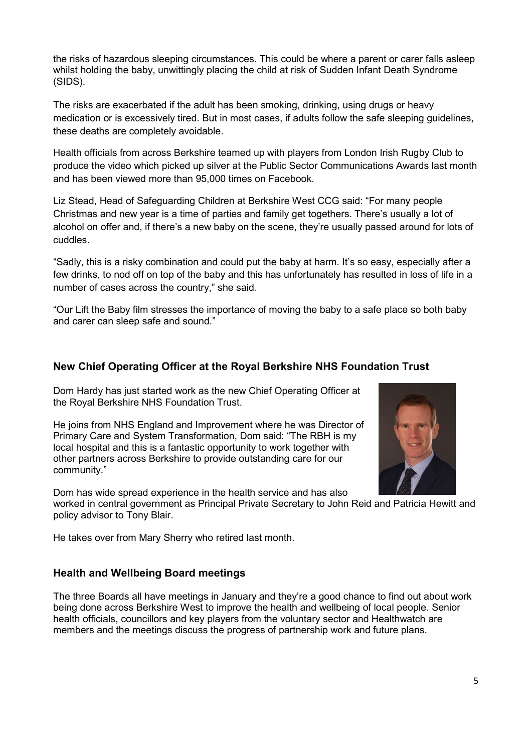the risks of hazardous sleeping circumstances. This could be where a parent or carer falls asleep whilst holding the baby, unwittingly placing the child at risk of Sudden Infant Death Syndrome (SIDS).

The risks are exacerbated if the adult has been smoking, drinking, using drugs or heavy medication or is excessively tired. But in most cases, if adults follow the safe sleeping guidelines, these deaths are completely avoidable.

Health officials from across Berkshire teamed up with players from London Irish Rugby Club to produce the video which picked up silver at the Public Sector Communications Awards last month and has been viewed more than 95,000 times on Facebook.

Liz Stead, Head of Safeguarding Children at Berkshire West CCG said: "For many people Christmas and new year is a time of parties and family get togethers. There's usually a lot of alcohol on offer and, if there's a new baby on the scene, they're usually passed around for lots of cuddles.

"Sadly, this is a risky combination and could put the baby at harm. It's so easy, especially after a few drinks, to nod off on top of the baby and this has unfortunately has resulted in loss of life in a number of cases across the country," she said.

"Our Lift the Baby film stresses the importance of moving the baby to a safe place so both baby and carer can sleep safe and sound."

## New Chief Operating Officer at the Royal Berkshire NHS Foundation Trust

Dom Hardy has just started work as the new Chief Operating Officer at the Royal Berkshire NHS Foundation Trust.

He joins from NHS England and Improvement where he was Director of Primary Care and System Transformation, Dom said: "The RBH is my local hospital and this is a fantastic opportunity to work together with other partners across Berkshire to provide outstanding care for our community."

Dom has wide spread experience in the health service and has also worked in central government as Principal Private Secretary to John Reid and Patricia Hewitt and policy advisor to Tony Blair.

He takes over from Mary Sherry who retired last month.

## Health and Wellbeing Board meetings

The three Boards all have meetings in January and they're a good chance to find out about work being done across Berkshire West to improve the health and wellbeing of local people. Senior health officials, councillors and key players from the voluntary sector and Healthwatch are members and the meetings discuss the progress of partnership work and future plans.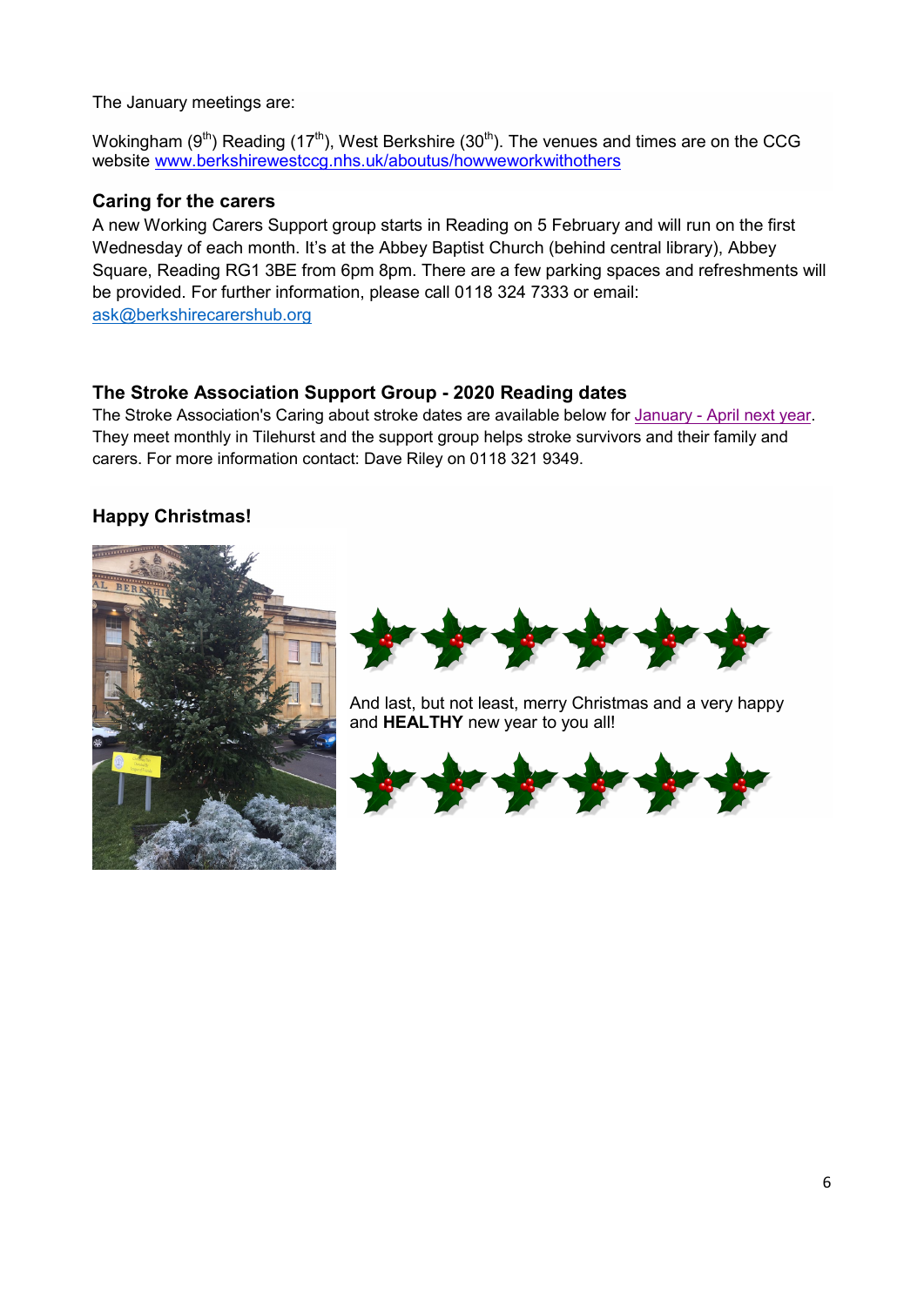The January meetings are:

Wokingham (9th) Reading (17th), West Berkshire (30th). The venues and times are on the CCG website www.berkshirewestccg.nhs.uk/aboutus/howweworkwithothers

### Caring for the carers

A new Working Carers Support group starts in Reading on 5 February and will run on the first Wednesday of each month. It's at the Abbey Baptist Church (behind central library), Abbey Square, Reading RG1 3BE from 6pm 8pm. There are a few parking spaces and refreshments will be provided. For further information, please call 0118 324 7333 or email: ask@berkshirecarershub.org

### The Stroke Association Support Group - 2020 Reading dates

The Stroke Association's Caring about stroke dates are available below for January - April next year. They meet monthly in Tilehurst and the support group helps stroke survivors and their family and carers. For more information contact: Dave Riley on 0118 321 9349.

### Happy Christmas!

And last, but not least, merry Christmas and a very happy and **HEALTHY** new year to you all!